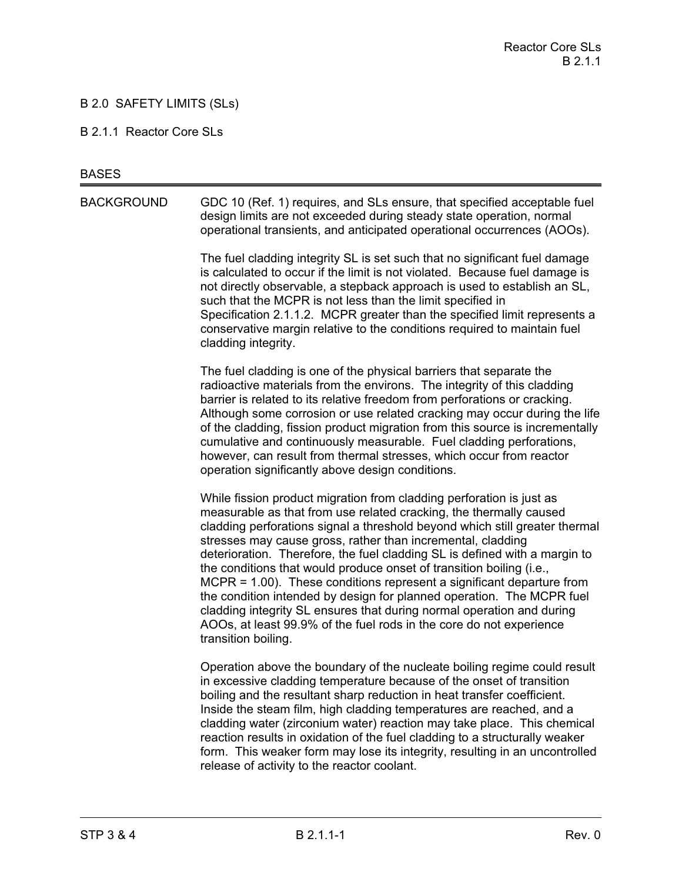# B 2.0 SAFETY LIMITS (SLs)

## B 2.1.1 Reactor Core SLs

### BASES

**BACKGROUND**

GDC 10 (Ref. 1) requires, and SLs ensure, that specified acceptable fuel design limits are not exceeded during steady state operation, normal operational transients, and anticipated operational occurrences (AOOs).

The fuel cladding integrity SL is set such that no significant fuel damage is calculated to occur if the limit is not violated. Because fuel damage is not directly observable, a stepback approach is used to establish an SL, such that the MCPR is not less than the limit specified in Specification 2.1.1.2. MCPR greater than the specified limit represents a conservative margin relative to the conditions required to maintain fuel cladding integrity.

The fuel cladding is one of the physical barriers that separate the radioactive materials from the environs. The integrity of this cladding barrier is related to its relative freedom from perforations or cracking. Although some corrosion or use related cracking may occur during the life of the cladding, fission product migration from this source is incrementally cumulative and continuously measurable. Fuel cladding perforations, however, can result from thermal stresses, which occur from reactor operation significantly above design conditions.

While fission product migration from cladding perforation is just as measurable as that from use related cracking, the thermally caused cladding perforations signal a threshold beyond which still greater thermal stresses may cause gross, rather than incremental, cladding deterioration. Therefore, the fuel cladding SL is defined with a margin to the conditions that would produce onset of transition boiling (i.e., MCPR = 1.00). These conditions represent a significant departure from the condition intended by design for planned operation. The MCPR fuel cladding integrity SL ensures that during normal operation and during AOOs, at least 99.9% of the fuel rods in the core do not experience transition boiling.

Operation above the boundary of the nucleate boiling regime could result in excessive cladding temperature because of the onset of transition boiling and the resultant sharp reduction in heat transfer coefficient. Inside the steam film, high cladding temperatures are reached, and a cladding water (zirconium water) reaction may take place. This chemical reaction results in oxidation of the fuel cladding to a structurally weaker form. This weaker form may lose its integrity, resulting in an uncontrolled release of activity to the reactor coolant.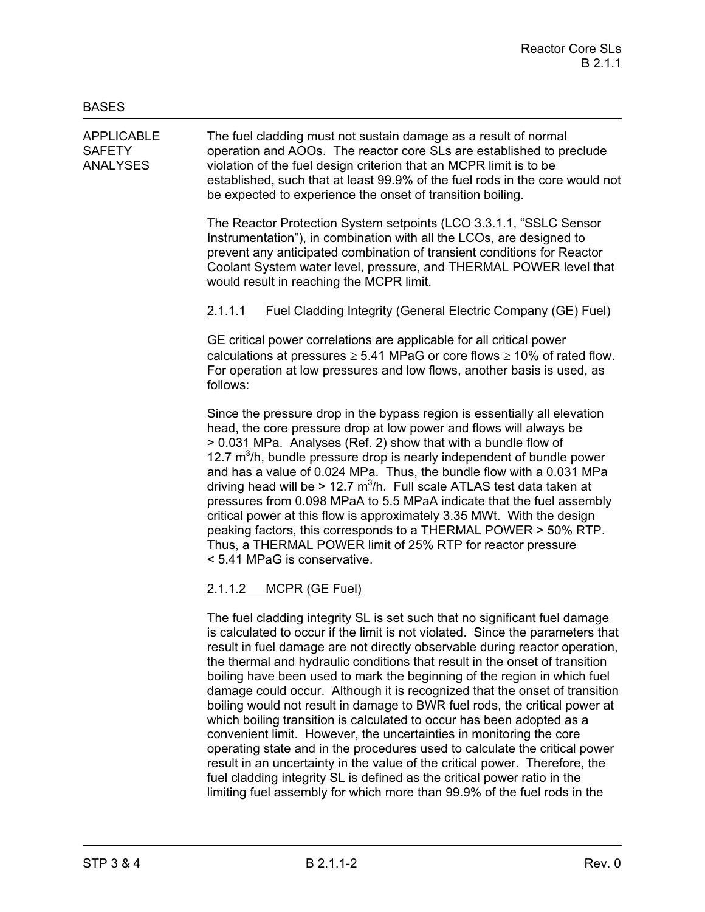BASES

APPLICABLE SAFETY ANALYSES

The fuel cladding must not sustain damage as a result of normal operation and AOOs. The reactor core SLs are established to preclude violation of the fuel design criterion that an MCPR limit is to be established, such that at least 99.9% of the fuel rods in the core would not be expected to experience the onset of transition boiling.

The Reactor Protection System setpoints (LCO 3.3.1.1, "SSLC Sensor Instrumentation"), in combination with all the LCOs, are designed to prevent any anticipated combination of transient conditions for Reactor Coolant System water level, pressure, and THERMAL POWER level that would result in reaching the MCPR limit.

2.1.1.1 Fuel Cladding Integrity (General Electric Company (GE) Fuel)

GE critical power correlations are applicable for all critical power calculations at pressures ≥ 5.41 MPaG or core flows ≥ 10% of rated flow. For operation at low pressures and low flows, another basis is used, as follows:

Since the pressure drop in the bypass region is essentially all elevation head, the core pressure drop at low power and flows will always be > 0.031 MPa. Analyses (Ref. 2) show that with a bundle flow of 12.7 $m^3$/h, bundle pressure drop is nearly independent of bundle power and has a value of 0.024 MPa. Thus, the bundle flow with a 0.031 MPa driving head will be > 12.7 $m^3$/h. Full scale ATLAS test data taken at pressures from 0.098 MPaA to 5.5 MPaA indicate that the fuel assembly critical power at this flow is approximately 3.35 MWt. With the design peaking factors, this corresponds to a THERMAL POWER > 50% RTP. Thus, a THERMAL POWER limit of 25% RTP for reactor pressure < 5.41 MPaG is conservative.

2.1.1.2 MCPR (GE Fuel)

The fuel cladding integrity SL is set such that no significant fuel damage is calculated to occur if the limit is not violated. Since the parameters that result in fuel damage are not directly observable during reactor operation, the thermal and hydraulic conditions that result in the onset of transition boiling have been used to mark the beginning of the region in which fuel damage could occur. Although it is recognized that the onset of transition boiling would not result in damage to BWR fuel rods, the critical power at which boiling transition is calculated to occur has been adopted as a convenient limit. However, the uncertainties in monitoring the core operating state and in the procedures used to calculate the critical power result in an uncertainty in the value of the critical power. Therefore, the fuel cladding integrity SL is defined as the critical power ratio in the limiting fuel assembly for which more than 99.9% of the fuel rods in the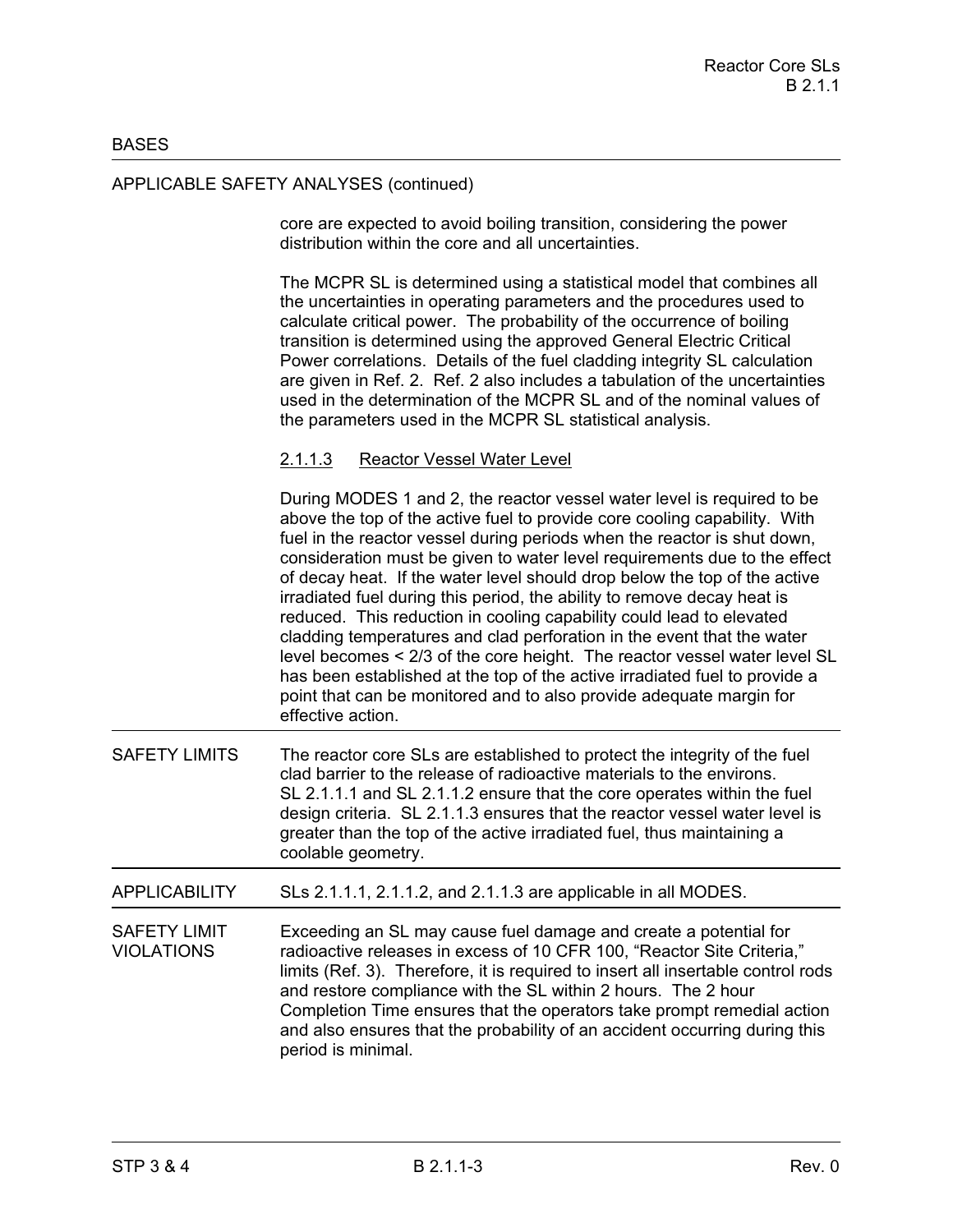BASES

APPLICABLE SAFETY ANALYSES (continued)

core are expected to avoid boiling transition, considering the power distribution within the core and all uncertainties.

The MCPR SL is determined using a statistical model that combines all the uncertainties in operating parameters and the procedures used to calculate critical power. The probability of the occurrence of boiling transition is determined using the approved General Electric Critical Power correlations. Details of the fuel cladding integrity SL calculation are given in Ref. 2. Ref. 2 also includes a tabulation of the uncertainties used in the determination of the MCPR SL and of the nominal values of the parameters used in the MCPR SL statistical analysis.

2.1.1.3 Reactor Vessel Water Level

During MODES 1 and 2, the reactor vessel water level is required to be above the top of the active fuel to provide core cooling capability. With fuel in the reactor vessel during periods when the reactor is shut down, consideration must be given to water level requirements due to the effect of decay heat. If the water level should drop below the top of the active irradiated fuel during this period, the ability to remove decay heat is reduced. This reduction in cooling capability could lead to elevated cladding temperatures and clad perforation in the event that the water level becomes < 2/3 of the core height. The reactor vessel water level SL has been established at the top of the active irradiated fuel to provide a point that can be monitored and to also provide adequate margin for effective action.

SAFETY LIMITS

The reactor core SLs are established to protect the integrity of the fuel clad barrier to the release of radioactive materials to the environs. SL 2.1.1.1 and SL 2.1.1.2 ensure that the core operates within the fuel design criteria. SL 2.1.1.3 ensures that the reactor vessel water level is greater than the top of the active irradiated fuel, thus maintaining a coolable geometry.

APPLICABILITY

SLs 2.1.1.1, 2.1.1.2, and 2.1.1.3 are applicable in all MODES.

SAFETY LIMIT VIOLATIONS

Exceeding an SL may cause fuel damage and create a potential for radioactive releases in excess of 10 CFR 100, "Reactor Site Criteria," limits (Ref. 3). Therefore, it is required to insert all insertable control rods and restore compliance with the SL within 2 hours. The 2 hour Completion Time ensures that the operators take prompt remedial action and also ensures that the probability of an accident occurring during this period is minimal.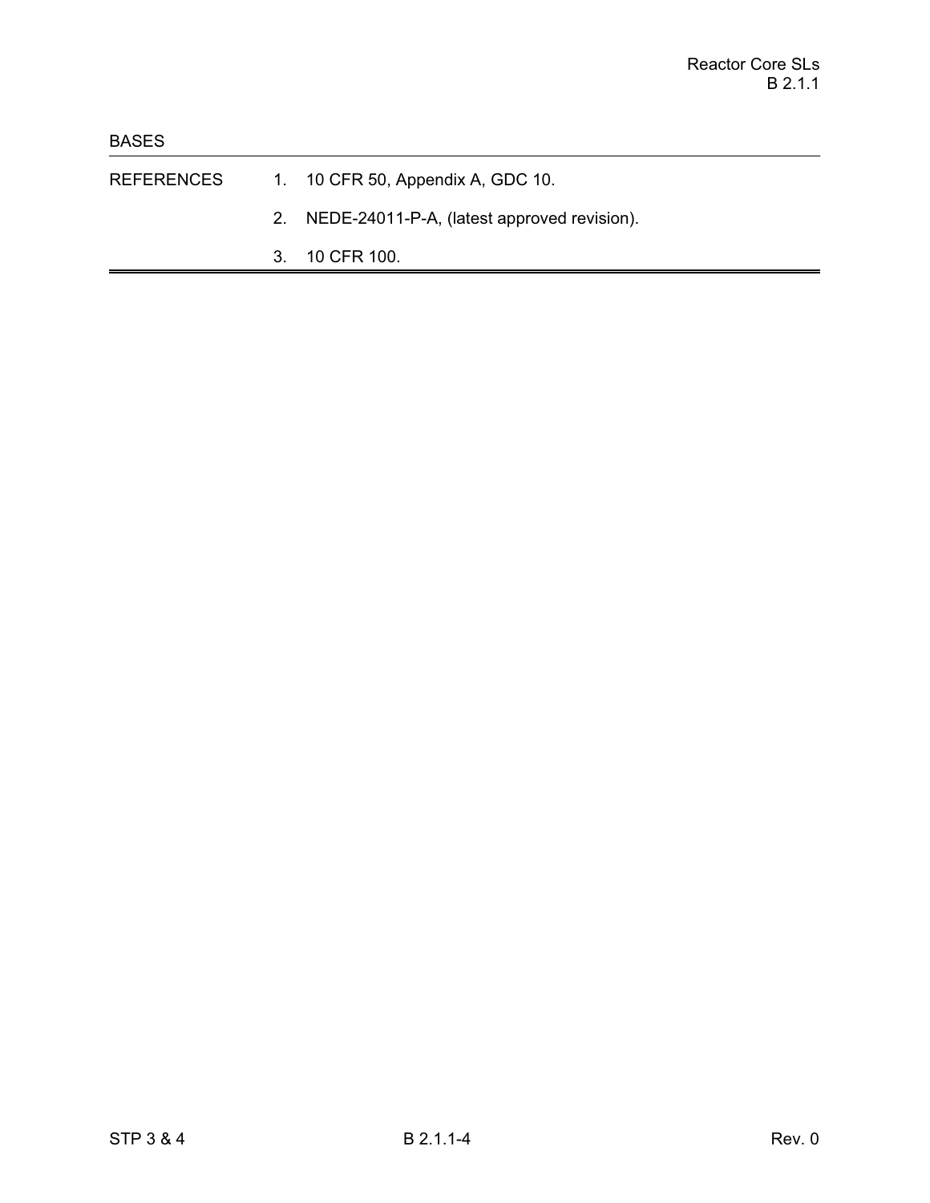BASES

## REFERENCES

1. 10 CFR 50, Appendix A, GDC 10.
2. NEDE-24011-P-A, (latest approved revision).
3. 10 CFR 100.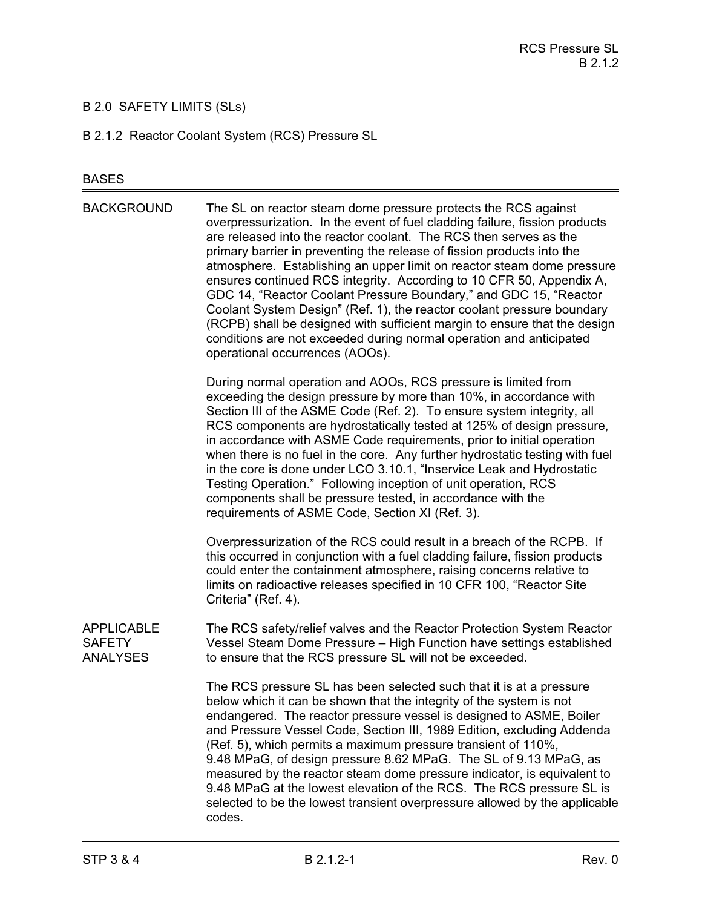# B 2.0 SAFETY LIMITS (SLs)

## B 2.1.2 Reactor Coolant System (RCS) Pressure SL

BASES

### BACKGROUND

The SL on reactor steam dome pressure protects the RCS against overpressurization. In the event of fuel cladding failure, fission products are released into the reactor coolant. The RCS then serves as the primary barrier in preventing the release of fission products into the atmosphere. Establishing an upper limit on reactor steam dome pressure ensures continued RCS integrity. According to 10 CFR 50, Appendix A, GDC 14, "Reactor Coolant Pressure Boundary," and GDC 15, "Reactor Coolant System Design" (Ref. 1), the reactor coolant pressure boundary (RCPB) shall be designed with sufficient margin to ensure that the design conditions are not exceeded during normal operation and anticipated operational occurrences (AOOs).

During normal operation and AOOs, RCS pressure is limited from exceeding the design pressure by more than 10%, in accordance with Section III of the ASME Code (Ref. 2). To ensure system integrity, all RCS components are hydrostatically tested at 125% of design pressure, in accordance with ASME Code requirements, prior to initial operation when there is no fuel in the core. Any further hydrostatic testing with fuel in the core is done under LCO 3.10.1, "Inservice Leak and Hydrostatic Testing Operation." Following inception of unit operation, RCS components shall be pressure tested, in accordance with the requirements of ASME Code, Section XI (Ref. 3).

Overpressurization of the RCS could result in a breach of the RCPB. If this occurred in conjunction with a fuel cladding failure, fission products could enter the containment atmosphere, raising concerns relative to limits on radioactive releases specified in 10 CFR 100, "Reactor Site Criteria" (Ref. 4).

### APPLICABLE SAFETY ANALYSES

The RCS safety/relief valves and the Reactor Protection System Reactor Vessel Steam Dome Pressure – High Function have settings established to ensure that the RCS pressure SL will not be exceeded.

The RCS pressure SL has been selected such that it is at a pressure below which it can be shown that the integrity of the system is not endangered. The reactor pressure vessel is designed to ASME, Boiler and Pressure Vessel Code, Section III, 1989 Edition, excluding Addenda (Ref. 5), which permits a maximum pressure transient of 110%, 9.48 MPaG, of design pressure 8.62 MPaG. The SL of 9.13 MPaG, as measured by the reactor steam dome pressure indicator, is equivalent to 9.48 MPaG at the lowest elevation of the RCS. The RCS pressure SL is selected to be the lowest transient overpressure allowed by the applicable codes.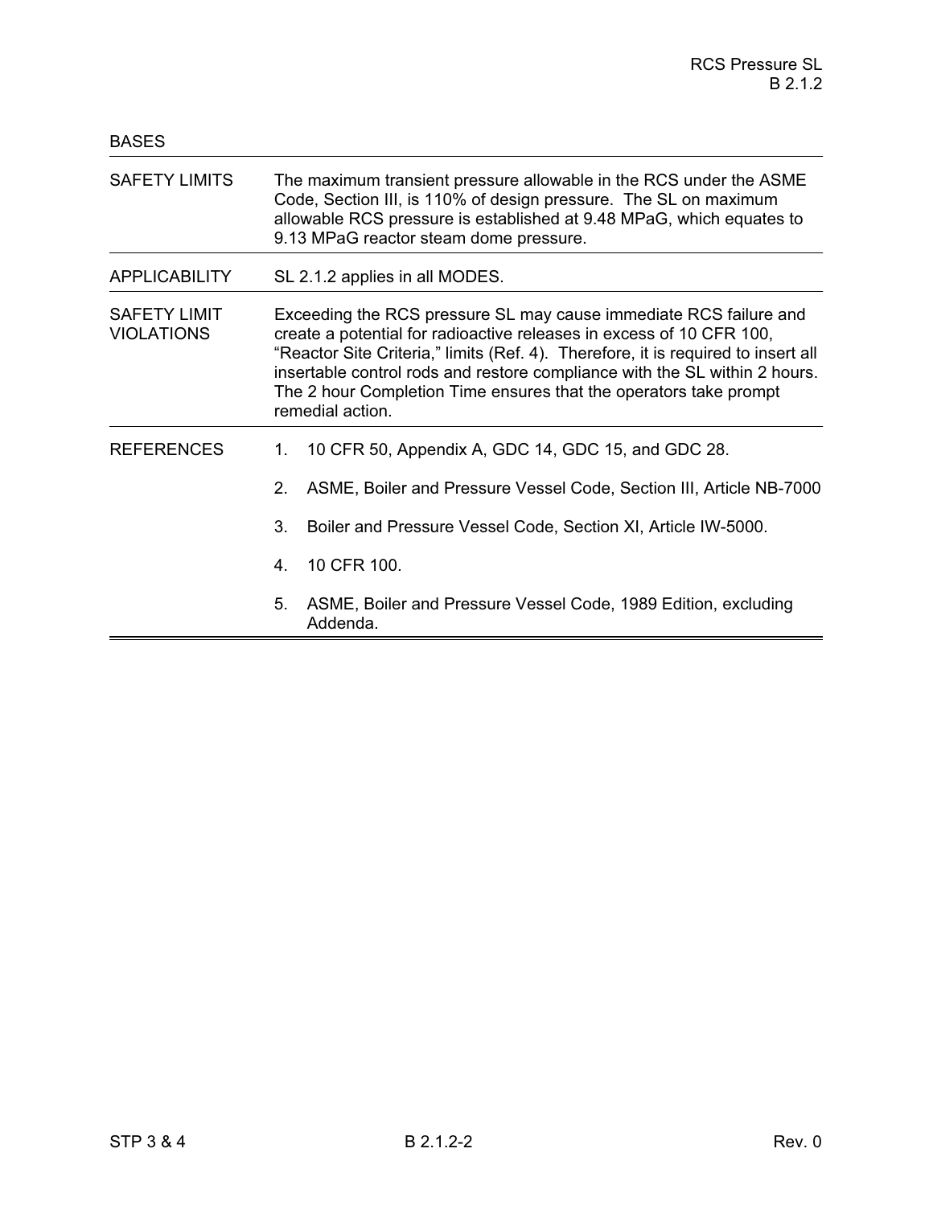BASES

| | |
|---|---|
| SAFETY LIMITS | The maximum transient pressure allowable in the RCS under the ASME Code, Section III, is 110% of design pressure. The SL on maximum allowable RCS pressure is established at 9.48 MPaG, which equates to 9.13 MPaG reactor steam dome pressure. |
| APPLICABILITY | SL 2.1.2 applies in all MODES. |
| SAFETY LIMIT VIOLATIONS | Exceeding the RCS pressure SL may cause immediate RCS failure and create a potential for radioactive releases in excess of 10 CFR 100, "Reactor Site Criteria," limits (Ref. 4). Therefore, it is required to insert all insertable control rods and restore compliance with the SL within 2 hours. The 2 hour Completion Time ensures that the operators take prompt remedial action. |
| REFERENCES | 1. 10 CFR 50, Appendix A, GDC 14, GDC 15, and GDC 28.<br>2. ASME, Boiler and Pressure Vessel Code, Section III, Article NB-7000<br>3. Boiler and Pressure Vessel Code, Section XI, Article IW-5000.<br>4. 10 CFR 100.<br>5. ASME, Boiler and Pressure Vessel Code, 1989 Edition, excluding Addenda. |